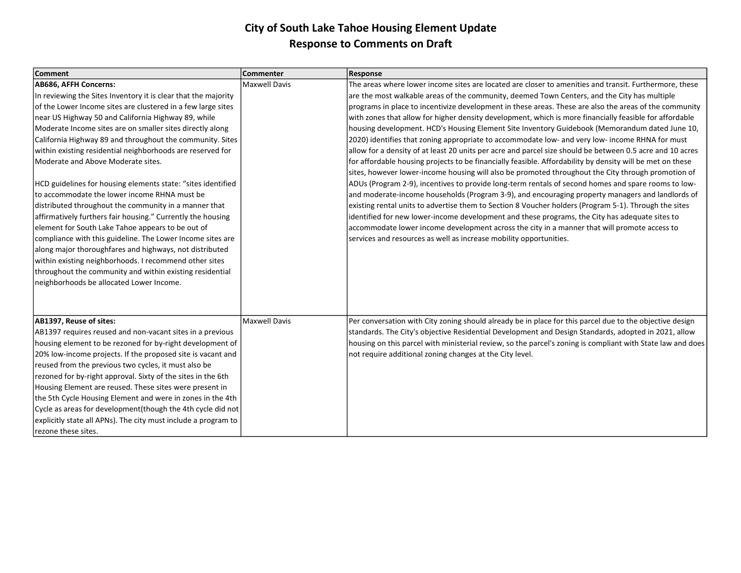# City of South Lake Tahoe Housing Element Update
## Response to Comments on Draft

| Comment | Commenter | Response |
|---|---|---|
| **AB686, AFFH Concerns:**<br>In reviewing the Sites Inventory it is clear that the majority of the Lower Income sites are clustered in a few large sites near US Highway 50 and California Highway 89, while Moderate Income sites are on smaller sites directly along California Highway 89 and throughout the community. Sites within existing residential neighborhoods are reserved for Moderate and Above Moderate sites.<br><br>HCD guidelines for housing elements state: "sites identified to accommodate the lower income RHNA must be distributed throughout the community in a manner that affirmatively furthers fair housing." Currently the housing element for South Lake Tahoe appears to be out of compliance with this guideline. The Lower Income sites are along major thoroughfares and highways, not distributed within existing neighborhoods. I recommend other sites throughout the community and within existing residential neighborhoods be allocated Lower Income. | Maxwell Davis | The areas where lower income sites are located are closer to amenities and transit. Furthermore, these are the most walkable areas of the community, deemed Town Centers, and the City has multiple programs in place to incentivize development in these areas. These are also the areas of the community with zones that allow for higher density development, which is more financially feasible for affordable housing development. HCD's Housing Element Site Inventory Guidebook (Memorandum dated June 10, 2020) identifies that zoning appropriate to accommodate low- and very low- income RHNA for must allow for a density of at least 20 units per acre and parcel size should be between 0.5 acre and 10 acres for affordable housing projects to be financially feasible. Affordability by density will be met on these sites, however lower-income housing will also be promoted throughout the City through promotion of ADUs (Program 2-9), incentives to provide long-term rentals of second homes and spare rooms to low- and moderate-income households (Program 3-9), and encouraging property managers and landlords of existing rental units to advertise them to Section 8 Voucher holders (Program 5-1). Through the sites identified for new lower-income development and these programs, the City has adequate sites to accommodate lower income development across the city in a manner that will promote access to services and resources as well as increase mobility opportunities. |
| **AB1397, Reuse of sites:**<br>AB1397 requires reused and non-vacant sites in a previous housing element to be rezoned for by-right development of 20% low-income projects. If the proposed site is vacant and reused from the previous two cycles, it must also be rezoned for by-right approval. Sixty of the sites in the 6th Housing Element are reused. These sites were present in the 5th Cycle Housing Element and were in zones in the 4th Cycle as areas for development(though the 4th cycle did not explicitly state all APNs). The city must include a program to rezone these sites. | Maxwell Davis | Per conversation with City zoning should already be in place for this parcel due to the objective design standards. The City's objective Residential Development and Design Standards, adopted in 2021, allow housing on this parcel with ministerial review, so the parcel's zoning is compliant with State law and does not require additional zoning changes at the City level. |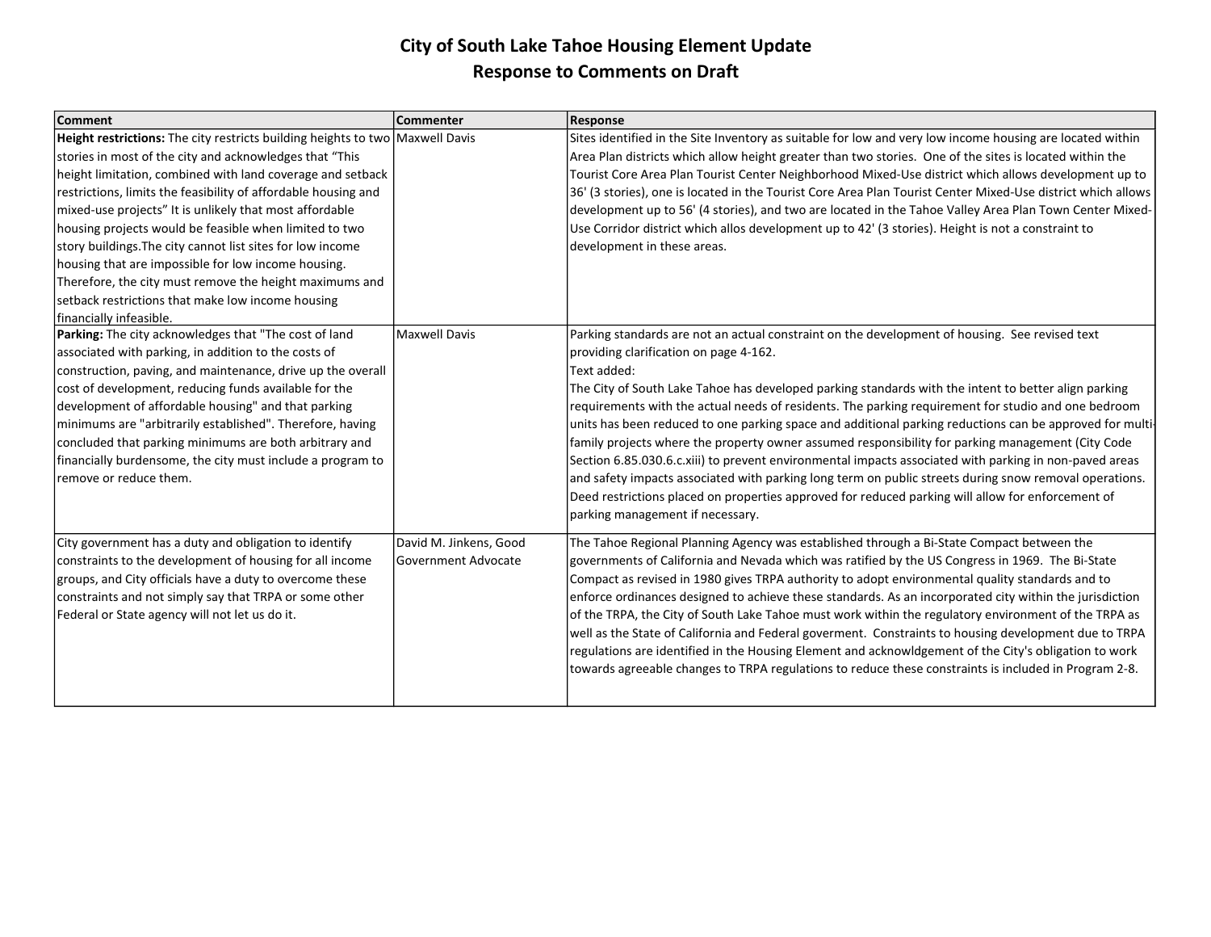# City of South Lake Tahoe Housing Element Update
## Response to Comments on Draft

| Comment | Commenter | Response |
|---|---|---|
| **Height restrictions:** The city restricts building heights to two stories in most of the city and acknowledges that "This height limitation, combined with land coverage and setback restrictions, limits the feasibility of affordable housing and mixed-use projects" It is unlikely that most affordable housing projects would be feasible when limited to two story buildings.The city cannot list sites for low income housing that are impossible for low income housing. Therefore, the city must remove the height maximums and setback restrictions that make low income housing financially infeasible. | Maxwell Davis | Sites identified in the Site Inventory as suitable for low and very low income housing are located within Area Plan districts which allow height greater than two stories. One of the sites is located within the Tourist Core Area Plan Tourist Center Neighborhood Mixed-Use district which allows development up to 36' (3 stories), one is located in the Tourist Core Area Plan Tourist Center Mixed-Use district which allows development up to 56' (4 stories), and two are located in the Tahoe Valley Area Plan Town Center Mixed-Use Corridor district which allos development up to 42' (3 stories). Height is not a constraint to development in these areas. |
| **Parking:** The city acknowledges that "The cost of land associated with parking, in addition to the costs of construction, paving, and maintenance, drive up the overall cost of development, reducing funds available for the development of affordable housing" and that parking minimums are "arbitrarily established". Therefore, having concluded that parking minimums are both arbitrary and financially burdensome, the city must include a program to remove or reduce them. | Maxwell Davis | Parking standards are not an actual constraint on the development of housing. See revised text providing clarification on page 4-162.<br>Text added:<br>The City of South Lake Tahoe has developed parking standards with the intent to better align parking requirements with the actual needs of residents. The parking requirement for studio and one bedroom units has been reduced to one parking space and additional parking reductions can be approved for multi-family projects where the property owner assumed responsibility for parking management (City Code Section 6.85.030.6.c.xiii) to prevent environmental impacts associated with parking in non-paved areas and safety impacts associated with parking long term on public streets during snow removal operations. Deed restrictions placed on properties approved for reduced parking will allow for enforcement of parking management if necessary. |
| City government has a duty and obligation to identify constraints to the development of housing for all income groups, and City officials have a duty to overcome these constraints and not simply say that TRPA or some other Federal or State agency will not let us do it. | David M. Jinkens, Good Government Advocate | The Tahoe Regional Planning Agency was established through a Bi-State Compact between the governments of California and Nevada which was ratified by the US Congress in 1969. The Bi-State Compact as revised in 1980 gives TRPA authority to adopt environmental quality standards and to enforce ordinances designed to achieve these standards. As an incorporated city within the jurisdiction of the TRPA, the City of South Lake Tahoe must work within the regulatory environment of the TRPA as well as the State of California and Federal goverment. Constraints to housing development due to TRPA regulations are identified in the Housing Element and acknowldgement of the City's obligation to work towards agreeable changes to TRPA regulations to reduce these constraints is included in Program 2-8. |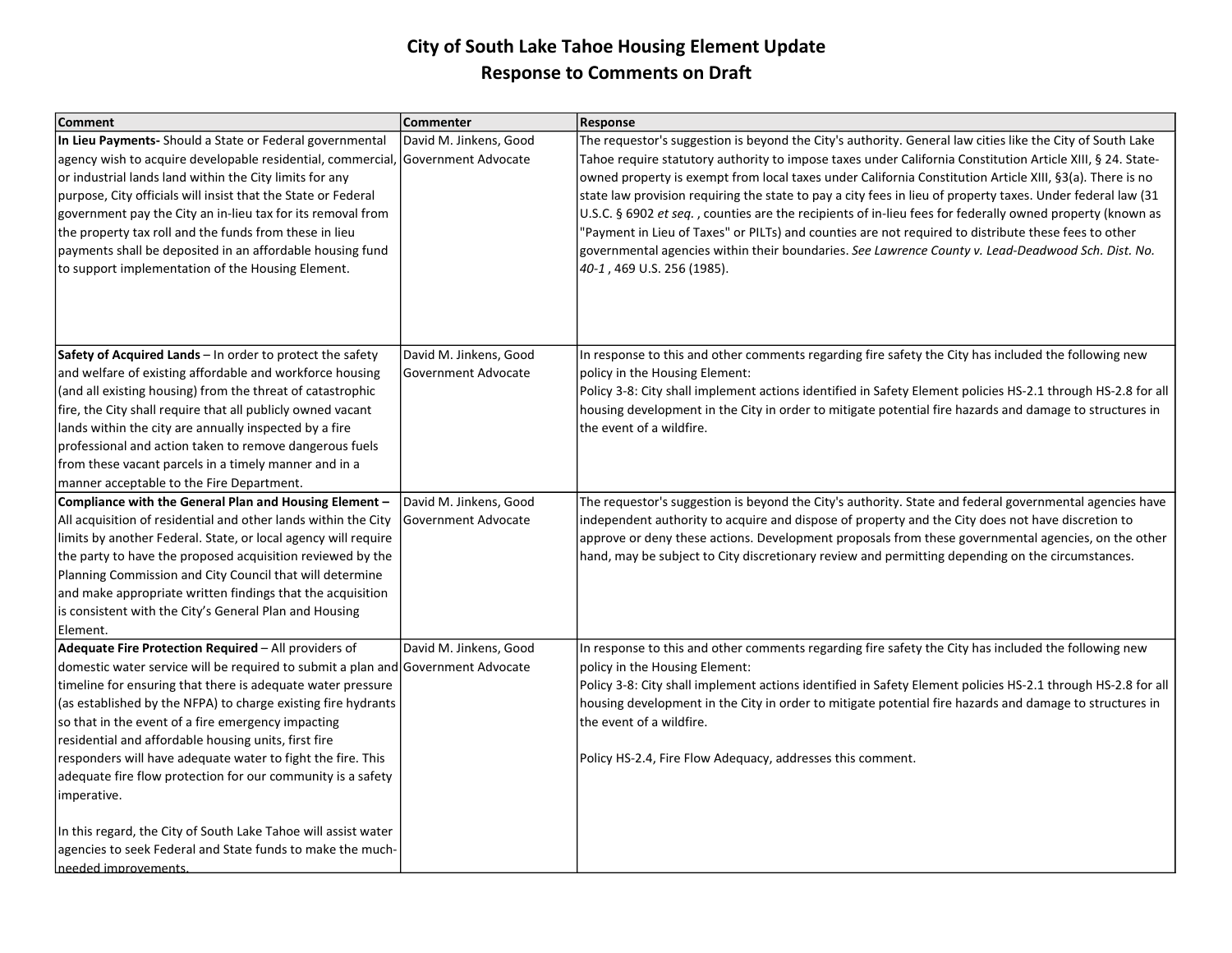# City of South Lake Tahoe Housing Element Update
## Response to Comments on Draft

| Comment | Commenter | Response |
|---|---|---|
| **In Lieu Payments-** Should a State or Federal governmental agency wish to acquire developable residential, commercial, or industrial lands land within the City limits for any purpose, City officials will insist that the State or Federal government pay the City an in-lieu tax for its removal from the property tax roll and the funds from these in lieu payments shall be deposited in an affordable housing fund to support implementation of the Housing Element. | David M. Jinkens, Good Government Advocate | The requestor's suggestion is beyond the City's authority. General law cities like the City of South Lake Tahoe require statutory authority to impose taxes under California Constitution Article XIII, § 24. State-owned property is exempt from local taxes under California Constitution Article XIII, §3(a). There is no state law provision requiring the state to pay a city fees in lieu of property taxes. Under federal law (31 U.S.C. § 6902 *et seq.* , counties are the recipients of in-lieu fees for federally owned property (known as "Payment in Lieu of Taxes" or PILTs) and counties are not required to distribute these fees to other governmental agencies within their boundaries. *See Lawrence County v. Lead-Deadwood Sch. Dist. No. 40-1* , 469 U.S. 256 (1985). |
| **Safety of Acquired Lands** – In order to protect the safety and welfare of existing affordable and workforce housing (and all existing housing) from the threat of catastrophic fire, the City shall require that all publicly owned vacant lands within the city are annually inspected by a fire professional and action taken to remove dangerous fuels from these vacant parcels in a timely manner and in a manner acceptable to the Fire Department. | David M. Jinkens, Good Government Advocate | In response to this and other comments regarding fire safety the City has included the following new policy in the Housing Element:<br>Policy 3-8: City shall implement actions identified in Safety Element policies HS-2.1 through HS-2.8 for all housing development in the City in order to mitigate potential fire hazards and damage to structures in the event of a wildfire. |
| **Compliance with the General Plan and Housing Element** – All acquisition of residential and other lands within the City limits by another Federal. State, or local agency will require the party to have the proposed acquisition reviewed by the Planning Commission and City Council that will determine and make appropriate written findings that the acquisition is consistent with the City's General Plan and Housing Element. | David M. Jinkens, Good Government Advocate | The requestor's suggestion is beyond the City's authority. State and federal governmental agencies have independent authority to acquire and dispose of property and the City does not have discretion to approve or deny these actions. Development proposals from these governmental agencies, on the other hand, may be subject to City discretionary review and permitting depending on the circumstances. |
| **Adequate Fire Protection Required** – All providers of domestic water service will be required to submit a plan and timeline for ensuring that there is adequate water pressure (as established by the NFPA) to charge existing fire hydrants so that in the event of a fire emergency impacting residential and affordable housing units, first fire responders will have adequate water to fight the fire. This adequate fire flow protection for our community is a safety imperative.<br><br>In this regard, the City of South Lake Tahoe will assist water agencies to seek Federal and State funds to make the much-needed improvements. | David M. Jinkens, Good Government Advocate | In response to this and other comments regarding fire safety the City has included the following new policy in the Housing Element:<br>Policy 3-8: City shall implement actions identified in Safety Element policies HS-2.1 through HS-2.8 for all housing development in the City in order to mitigate potential fire hazards and damage to structures in the event of a wildfire.<br><br>Policy HS-2.4, Fire Flow Adequacy, addresses this comment. |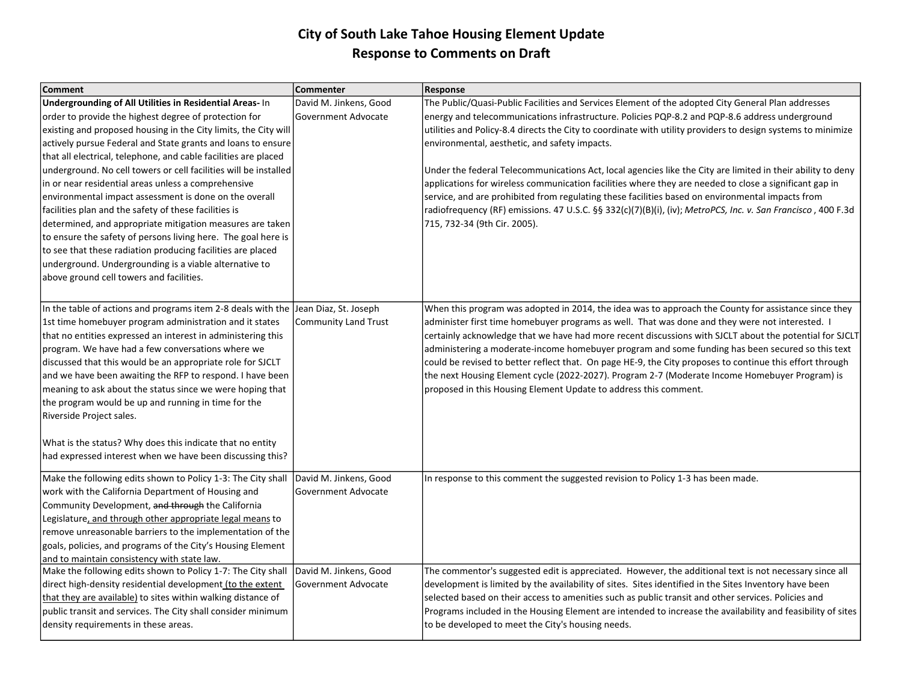# City of South Lake Tahoe Housing Element Update
## Response to Comments on Draft

| Comment | Commenter | Response |
|---|---|---|
| **Undergrounding of All Utilities in Residential Areas-** In order to provide the highest degree of protection for existing and proposed housing in the City limits, the City will actively pursue Federal and State grants and loans to ensure that all electrical, telephone, and cable facilities are placed underground. No cell towers or cell facilities will be installed in or near residential areas unless a comprehensive environmental impact assessment is done on the overall facilities plan and the safety of these facilities is determined, and appropriate mitigation measures are taken to ensure the safety of persons living here. The goal here is to see that these radiation producing facilities are placed underground. Undergrounding is a viable alternative to above ground cell towers and facilities. | David M. Jinkens, Good Government Advocate | The Public/Quasi-Public Facilities and Services Element of the adopted City General Plan addresses energy and telecommunications infrastructure. Policies PQP-8.2 and PQP-8.6 address underground utilities and Policy-8.4 directs the City to coordinate with utility providers to design systems to minimize environmental, aesthetic, and safety impacts.<br><br>Under the federal Telecommunications Act, local agencies like the City are limited in their ability to deny applications for wireless communication facilities where they are needed to close a significant gap in service, and are prohibited from regulating these facilities based on environmental impacts from radiofrequency (RF) emissions. 47 U.S.C. §§ 332(c)(7)(B)(i), (iv); *MetroPCS, Inc. v. San Francisco* , 400 F.3d 715, 732-34 (9th Cir. 2005). |
| In the table of actions and programs item 2-8 deals with the 1st time homebuyer program administration and it states that no entities expressed an interest in administering this program. We have had a few conversations where we discussed that this would be an appropriate role for SJCLT and we have been awaiting the RFP to respond. I have been meaning to ask about the status since we were hoping that the program would be up and running in time for the Riverside Project sales.<br><br>What is the status? Why does this indicate that no entity had expressed interest when we have been discussing this? | Jean Diaz, St. Joseph Community Land Trust | When this program was adopted in 2014, the idea was to approach the County for assistance since they administer first time homebuyer programs as well. That was done and they were not interested. I certainly acknowledge that we have had more recent discussions with SJCLT about the potential for SJCLT administering a moderate-income homebuyer program and some funding has been secured so this text could be revised to better reflect that. On page HE-9, the City proposes to continue this effort through the next Housing Element cycle (2022-2027). Program 2-7 (Moderate Income Homebuyer Program) is proposed in this Housing Element Update to address this comment. |
| Make the following edits shown to Policy 1-3: The City shall work with the California Department of Housing and Community Development, ~~and through~~ the California Legislature<u>, and through other appropriate legal means</u> to remove unreasonable barriers to the implementation of the goals, policies, and programs of the City's Housing Element and to maintain consistency with state law. | David M. Jinkens, Good Government Advocate | In response to this comment the suggested revision to Policy 1-3 has been made. |
| Make the following edits shown to Policy 1-7: The City shall direct high-density residential development<u> (to the extent that they are available)</u> to sites within walking distance of public transit and services. The City shall consider minimum density requirements in these areas. | David M. Jinkens, Good Government Advocate | The commentor's suggested edit is appreciated. However, the additional text is not necessary since all development is limited by the availability of sites. Sites identified in the Sites Inventory have been selected based on their access to amenities such as public transit and other services. Policies and Programs included in the Housing Element are intended to increase the availability and feasibility of sites to be developed to meet the City's housing needs. |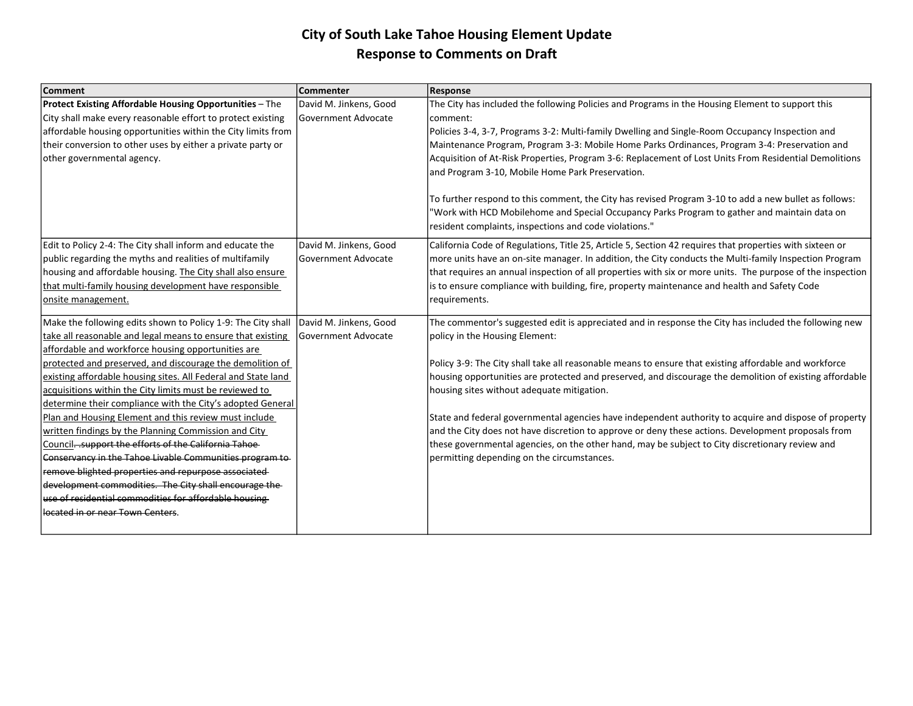# City of South Lake Tahoe Housing Element Update
## Response to Comments on Draft

| Comment | Commenter | Response |
|---|---|---|
| **Protect Existing Affordable Housing Opportunities** – The City shall make every reasonable effort to protect existing affordable housing opportunities within the City limits from their conversion to other uses by either a private party or other governmental agency. | David M. Jinkens, Good Government Advocate | The City has included the following Policies and Programs in the Housing Element to support this comment:<br>Policies 3-4, 3-7, Programs 3-2: Multi-family Dwelling and Single-Room Occupancy Inspection and Maintenance Program, Program 3-3: Mobile Home Parks Ordinances, Program 3-4: Preservation and Acquisition of At-Risk Properties, Program 3-6: Replacement of Lost Units From Residential Demolitions and Program 3-10, Mobile Home Park Preservation.<br><br>To further respond to this comment, the City has revised Program 3-10 to add a new bullet as follows: "Work with HCD Mobilehome and Special Occupancy Parks Program to gather and maintain data on resident complaints, inspections and code violations." |
| Edit to Policy 2-4: The City shall inform and educate the public regarding the myths and realities of multifamily housing and affordable housing. <u>The City shall also ensure that multi-family housing development have responsible onsite management.</u> | David M. Jinkens, Good Government Advocate | California Code of Regulations, Title 25, Article 5, Section 42 requires that properties with sixteen or more units have an on-site manager. In addition, the City conducts the Multi-family Inspection Program that requires an annual inspection of all properties with six or more units. The purpose of the inspection is to ensure compliance with building, fire, property maintenance and health and Safety Code requirements. |
| Make the following edits shown to Policy 1-9: The City shall <u>take all reasonable and legal means to ensure that existing affordable and workforce housing opportunities are protected and preserved, and discourage the demolition of existing affordable housing sites. All Federal and State land acquisitions within the City limits must be reviewed to determine their compliance with the City's adopted General Plan and Housing Element and this review must include written findings by the Planning Commission and City Council</u>~~. .support the efforts of the California Tahoe Conservancy in the Tahoe Livable Communities program to remove blighted properties and repurpose associated development commodities. The City shall encourage the use of residential commodities for affordable housing located in or near Town Centers~~. | David M. Jinkens, Good Government Advocate | The commentor's suggested edit is appreciated and in response the City has included the following new policy in the Housing Element:<br><br>Policy 3-9: The City shall take all reasonable means to ensure that existing affordable and workforce housing opportunities are protected and preserved, and discourage the demolition of existing affordable housing sites without adequate mitigation.<br><br>State and federal governmental agencies have independent authority to acquire and dispose of property and the City does not have discretion to approve or deny these actions. Development proposals from these governmental agencies, on the other hand, may be subject to City discretionary review and permitting depending on the circumstances. |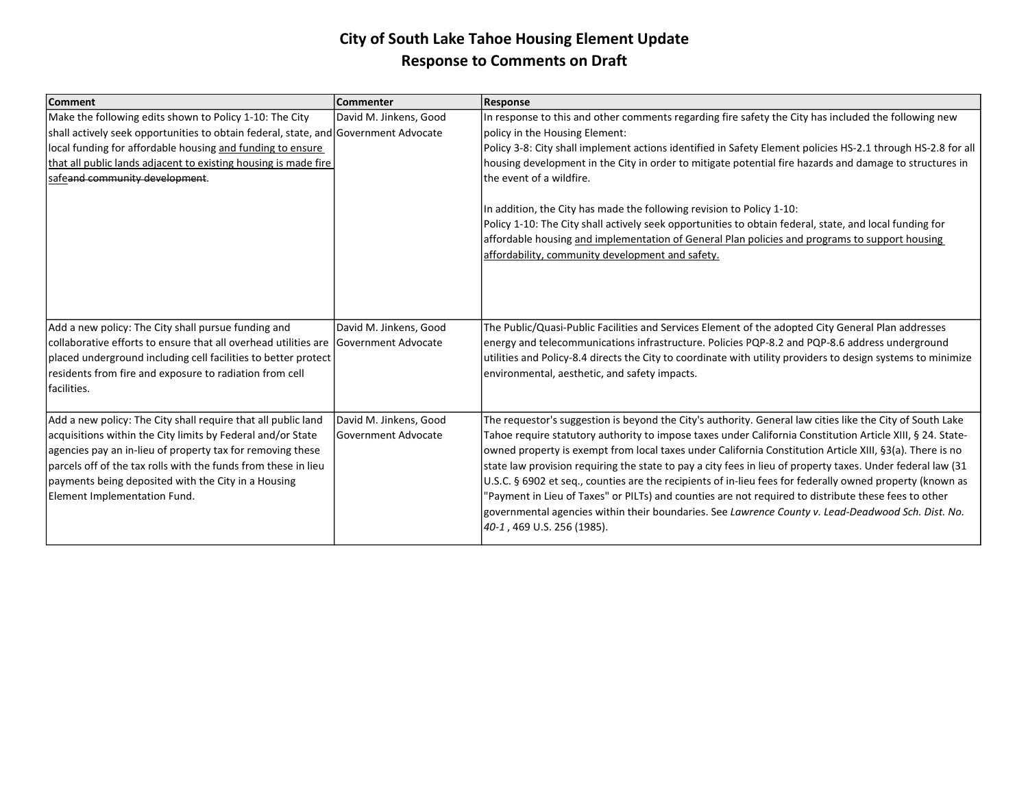# City of South Lake Tahoe Housing Element Update
## Response to Comments on Draft

| Comment | Commenter | Response |
|---|---|---|
| Make the following edits shown to Policy 1-10: The City shall actively seek opportunities to obtain federal, state, and local funding for affordable housing <u>and funding to ensure that all public lands adjacent to existing housing is made fire safe</u>~~and community development~~. | David M. Jinkens, Good Government Advocate | In response to this and other comments regarding fire safety the City has included the following new policy in the Housing Element:<br>Policy 3-8: City shall implement actions identified in Safety Element policies HS-2.1 through HS-2.8 for all housing development in the City in order to mitigate potential fire hazards and damage to structures in the event of a wildfire.<br><br>In addition, the City has made the following revision to Policy 1-10:<br>Policy 1-10: The City shall actively seek opportunities to obtain federal, state, and local funding for affordable housing <u>and implementation of General Plan policies and programs to support housing affordability, community development and safety.</u> |
| Add a new policy: The City shall pursue funding and collaborative efforts to ensure that all overhead utilities are placed underground including cell facilities to better protect residents from fire and exposure to radiation from cell facilities. | David M. Jinkens, Good Government Advocate | The Public/Quasi-Public Facilities and Services Element of the adopted City General Plan addresses energy and telecommunications infrastructure. Policies PQP-8.2 and PQP-8.6 address underground utilities and Policy-8.4 directs the City to coordinate with utility providers to design systems to minimize environmental, aesthetic, and safety impacts. |
| Add a new policy: The City shall require that all public land acquisitions within the City limits by Federal and/or State agencies pay an in-lieu of property tax for removing these parcels off of the tax rolls with the funds from these in lieu payments being deposited with the City in a Housing Element Implementation Fund. | David M. Jinkens, Good Government Advocate | The requestor's suggestion is beyond the City's authority. General law cities like the City of South Lake Tahoe require statutory authority to impose taxes under California Constitution Article XIII, § 24. State-owned property is exempt from local taxes under California Constitution Article XIII, §3(a). There is no state law provision requiring the state to pay a city fees in lieu of property taxes. Under federal law (31 U.S.C. § 6902 et seq., counties are the recipients of in-lieu fees for federally owned property (known as "Payment in Lieu of Taxes" or PILTs) and counties are not required to distribute these fees to other governmental agencies within their boundaries. See *Lawrence County v. Lead-Deadwood Sch. Dist. No. 40-1* , 469 U.S. 256 (1985). |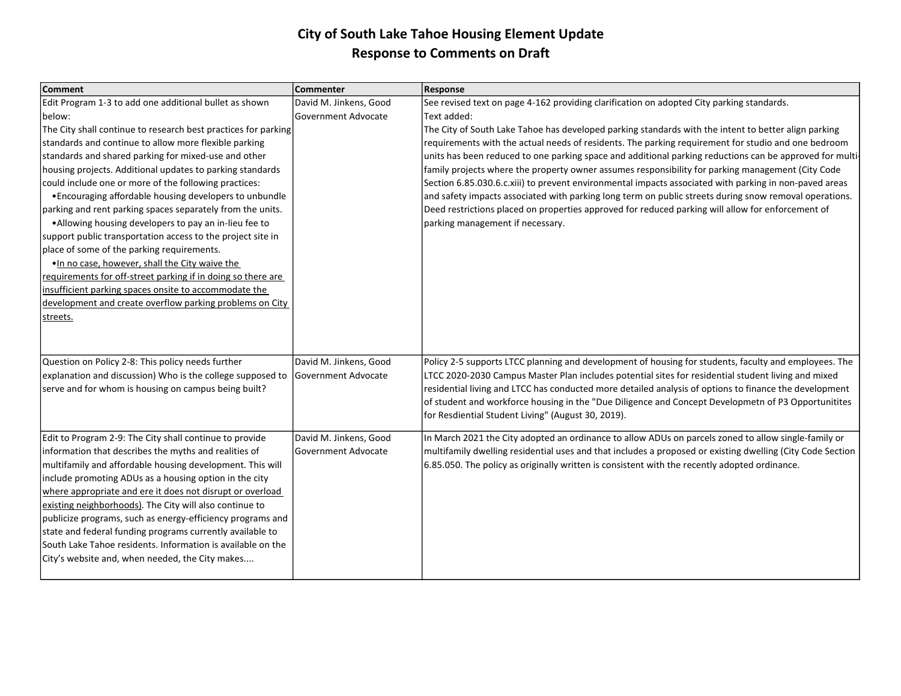# City of South Lake Tahoe Housing Element Update
## Response to Comments on Draft

| Comment | Commenter | Response |
|---|---|---|
| Edit Program 1-3 to add one additional bullet as shown below:<br>The City shall continue to research best practices for parking standards and continue to allow more flexible parking standards and shared parking for mixed-use and other housing projects. Additional updates to parking standards could include one or more of the following practices:<br>•Encouraging affordable housing developers to unbundle parking and rent parking spaces separately from the units.<br>•Allowing housing developers to pay an in-lieu fee to support public transportation access to the project site in place of some of the parking requirements.<br>•<u>In no case, however, shall the City waive the requirements for off-street parking if in doing so there are insufficient parking spaces onsite to accommodate the development and create overflow parking problems on City streets.</u> | David M. Jinkens, Good Government Advocate | See revised text on page 4-162 providing clarification on adopted City parking standards.<br>Text added:<br>The City of South Lake Tahoe has developed parking standards with the intent to better align parking requirements with the actual needs of residents. The parking requirement for studio and one bedroom units has been reduced to one parking space and additional parking reductions can be approved for multi-family projects where the property owner assumes responsibility for parking management (City Code Section 6.85.030.6.c.xiii) to prevent environmental impacts associated with parking in non-paved areas and safety impacts associated with parking long term on public streets during snow removal operations. Deed restrictions placed on properties approved for reduced parking will allow for enforcement of parking management if necessary. |
| Question on Policy 2-8: This policy needs further explanation and discussion) Who is the college supposed to serve and for whom is housing on campus being built? | David M. Jinkens, Good Government Advocate | Policy 2-5 supports LTCC planning and development of housing for students, faculty and employees. The LTCC 2020-2030 Campus Master Plan includes potential sites for residential student living and mixed residential living and LTCC has conducted more detailed analysis of options to finance the development of student and workforce housing in the "Due Diligence and Concept Developmetn of P3 Opportunitites for Resdiential Student Living" (August 30, 2019). |
| Edit to Program 2-9: The City shall continue to provide information that describes the myths and realities of multifamily and affordable housing development. This will include promoting ADUs as a housing option in the city <u>where appropriate and ere it does not disrupt or overload existing neighborhoods)</u>. The City will also continue to publicize programs, such as energy-efficiency programs and state and federal funding programs currently available to South Lake Tahoe residents. Information is available on the City's website and, when needed, the City makes.... | David M. Jinkens, Good Government Advocate | In March 2021 the City adopted an ordinance to allow ADUs on parcels zoned to allow single-family or multifamily dwelling residential uses and that includes a proposed or existing dwelling (City Code Section 6.85.050. The policy as originally written is consistent with the recently adopted ordinance. |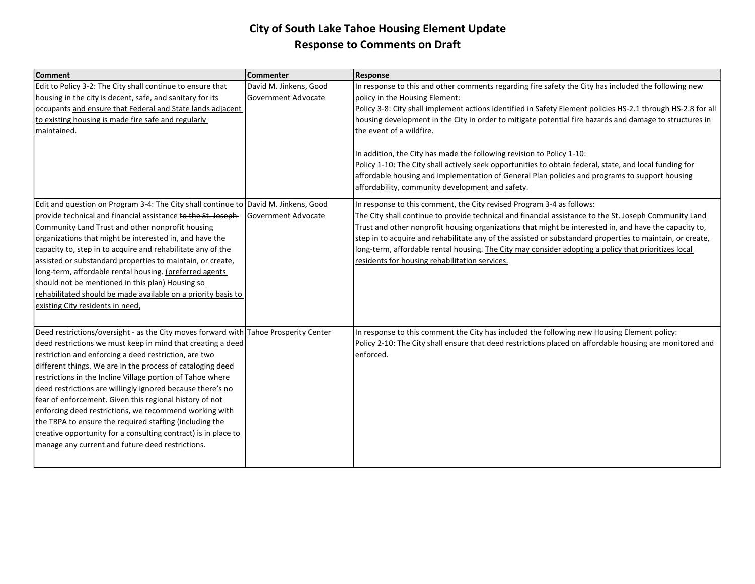# City of South Lake Tahoe Housing Element Update
## Response to Comments on Draft

| Comment | Commenter | Response |
|---|---|---|
| Edit to Policy 3-2: The City shall continue to ensure that housing in the city is decent, safe, and sanitary for its occupants <u>and ensure that Federal and State lands adjacent to existing housing is made fire safe and regularly maintained</u>. | David M. Jinkens, Good Government Advocate | In response to this and other comments regarding fire safety the City has included the following new policy in the Housing Element:<br>Policy 3-8: City shall implement actions identified in Safety Element policies HS-2.1 through HS-2.8 for all housing development in the City in order to mitigate potential fire hazards and damage to structures in the event of a wildfire.<br><br>In addition, the City has made the following revision to Policy 1-10:<br>Policy 1-10: The City shall actively seek opportunities to obtain federal, state, and local funding for affordable housing and implementation of General Plan policies and programs to support housing affordability, community development and safety. |
| Edit and question on Program 3-4: The City shall continue to provide technical and financial assistance ~~to the St. Joseph Community Land Trust and other~~ nonprofit housing organizations that might be interested in, and have the capacity to, step in to acquire and rehabilitate any of the assisted or substandard properties to maintain, or create, long-term, affordable rental housing. <u>(preferred agents should not be mentioned in this plan) Housing so rehabilitated should be made available on a priority basis to existing City residents in need,</u> | David M. Jinkens, Good Government Advocate | In response to this comment, the City revised Program 3-4 as follows:<br>The City shall continue to provide technical and financial assistance to the St. Joseph Community Land Trust and other nonprofit housing organizations that might be interested in, and have the capacity to, step in to acquire and rehabilitate any of the assisted or substandard properties to maintain, or create, long-term, affordable rental housing. <u>The City may consider adopting a policy that prioritizes local residents for housing rehabilitation services.</u> |
| Deed restrictions/oversight - as the City moves forward with deed restrictions we must keep in mind that creating a deed restriction and enforcing a deed restriction, are two different things. We are in the process of cataloging deed restrictions in the Incline Village portion of Tahoe where deed restrictions are willingly ignored because there's no fear of enforcement. Given this regional history of not enforcing deed restrictions, we recommend working with the TRPA to ensure the required staffing (including the creative opportunity for a consulting contract) is in place to manage any current and future deed restrictions. | Tahoe Prosperity Center | In response to this comment the City has included the following new Housing Element policy:<br>Policy 2-10: The City shall ensure that deed restrictions placed on affordable housing are monitored and enforced. |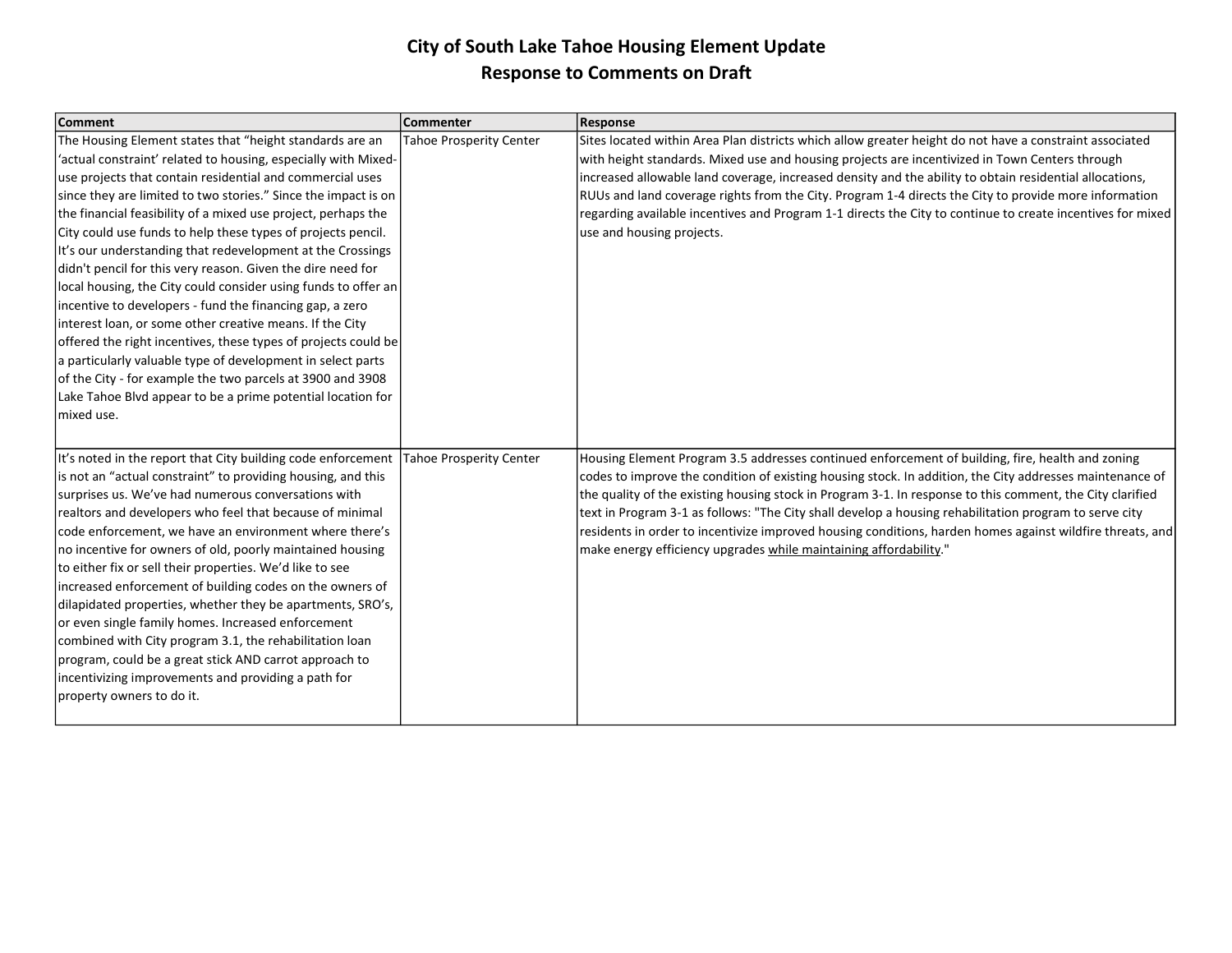# City of South Lake Tahoe Housing Element Update
## Response to Comments on Draft

| Comment | Commenter | Response |
|---|---|---|
| The Housing Element states that "height standards are an 'actual constraint' related to housing, especially with Mixed-use projects that contain residential and commercial uses since they are limited to two stories." Since the impact is on the financial feasibility of a mixed use project, perhaps the City could use funds to help these types of projects pencil. It's our understanding that redevelopment at the Crossings didn't pencil for this very reason. Given the dire need for local housing, the City could consider using funds to offer an incentive to developers - fund the financing gap, a zero interest loan, or some other creative means. If the City offered the right incentives, these types of projects could be a particularly valuable type of development in select parts of the City - for example the two parcels at 3900 and 3908 Lake Tahoe Blvd appear to be a prime potential location for mixed use. | Tahoe Prosperity Center | Sites located within Area Plan districts which allow greater height do not have a constraint associated with height standards. Mixed use and housing projects are incentivized in Town Centers through increased allowable land coverage, increased density and the ability to obtain residential allocations, RUUs and land coverage rights from the City. Program 1-4 directs the City to provide more information regarding available incentives and Program 1-1 directs the City to continue to create incentives for mixed use and housing projects. |
| It's noted in the report that City building code enforcement is not an "actual constraint" to providing housing, and this surprises us. We've had numerous conversations with realtors and developers who feel that because of minimal code enforcement, we have an environment where there's no incentive for owners of old, poorly maintained housing to either fix or sell their properties. We'd like to see increased enforcement of building codes on the owners of dilapidated properties, whether they be apartments, SRO's, or even single family homes. Increased enforcement combined with City program 3.1, the rehabilitation loan program, could be a great stick AND carrot approach to incentivizing improvements and providing a path for property owners to do it. | Tahoe Prosperity Center | Housing Element Program 3.5 addresses continued enforcement of building, fire, health and zoning codes to improve the condition of existing housing stock. In addition, the City addresses maintenance of the quality of the existing housing stock in Program 3-1. In response to this comment, the City clarified text in Program 3-1 as follows: "The City shall develop a housing rehabilitation program to serve city residents in order to incentivize improved housing conditions, harden homes against wildfire threats, and make energy efficiency upgrades <u>while maintaining affordability</u>." |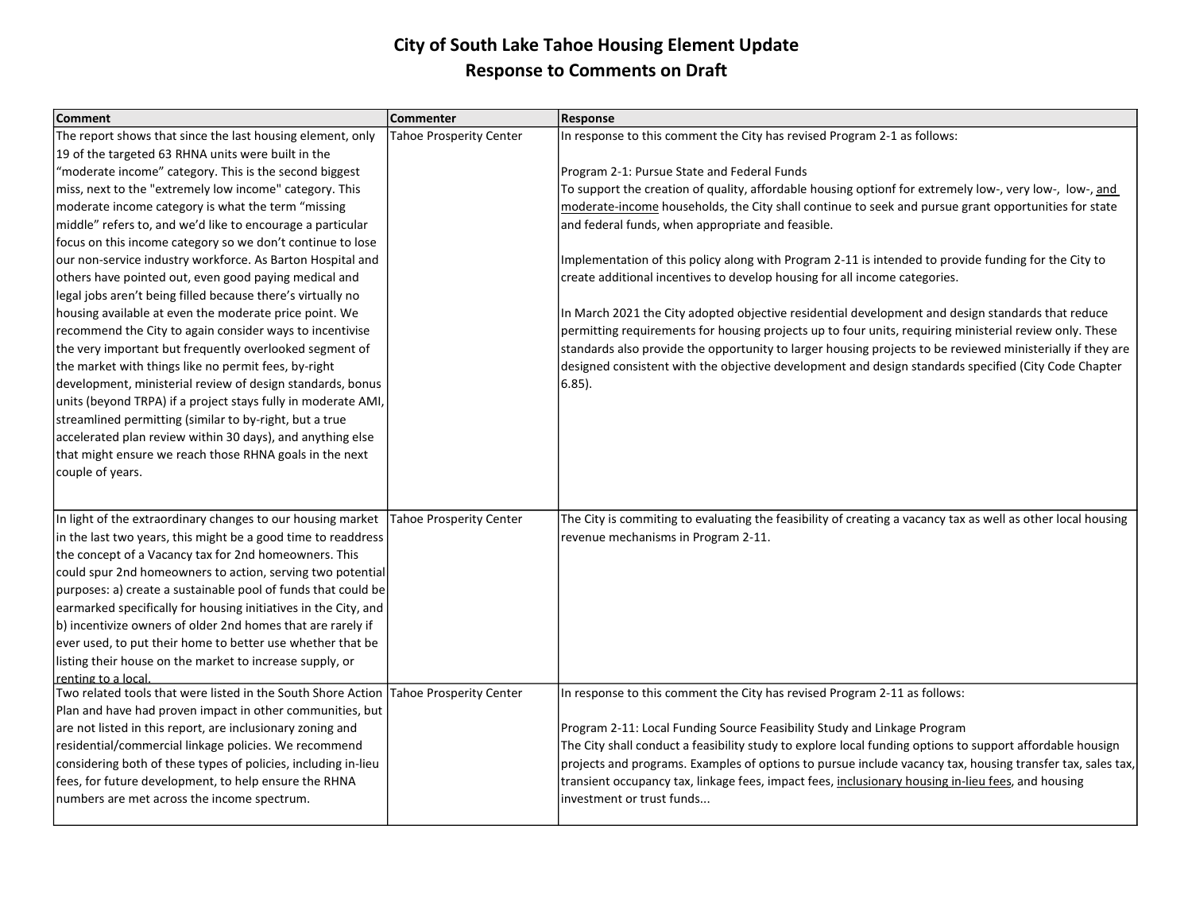# City of South Lake Tahoe Housing Element Update
## Response to Comments on Draft

| Comment | Commenter | Response |
|---|---|---|
| The report shows that since the last housing element, only 19 of the targeted 63 RHNA units were built in the "moderate income" category. This is the second biggest miss, next to the "extremely low income" category. This moderate income category is what the term "missing middle" refers to, and we'd like to encourage a particular focus on this income category so we don't continue to lose our non-service industry workforce. As Barton Hospital and others have pointed out, even good paying medical and legal jobs aren't being filled because there's virtually no housing available at even the moderate price point. We recommend the City to again consider ways to incentivise the very important but frequently overlooked segment of the market with things like no permit fees, by-right development, ministerial review of design standards, bonus units (beyond TRPA) if a project stays fully in moderate AMI, streamlined permitting (similar to by-right, but a true accelerated plan review within 30 days), and anything else that might ensure we reach those RHNA goals in the next couple of years. | Tahoe Prosperity Center | In response to this comment the City has revised Program 2-1 as follows:<br><br>Program 2-1: Pursue State and Federal Funds<br>To support the creation of quality, affordable housing optionf for extremely low-, very low-, low-, <u>and moderate-income</u> households, the City shall continue to seek and pursue grant opportunities for state and federal funds, when appropriate and feasible.<br><br>Implementation of this policy along with Program 2-11 is intended to provide funding for the City to create additional incentives to develop housing for all income categories.<br><br>In March 2021 the City adopted objective residential development and design standards that reduce permitting requirements for housing projects up to four units, requiring ministerial review only. These standards also provide the opportunity to larger housing projects to be reviewed ministerially if they are designed consistent with the objective development and design standards specified (City Code Chapter 6.85). |
| In light of the extraordinary changes to our housing market in the last two years, this might be a good time to readdress the concept of a Vacancy tax for 2nd homeowners. This could spur 2nd homeowners to action, serving two potential purposes: a) create a sustainable pool of funds that could be earmarked specifically for housing initiatives in the City, and b) incentivize owners of older 2nd homes that are rarely if ever used, to put their home to better use whether that be listing their house on the market to increase supply, or renting to a local. | Tahoe Prosperity Center | The City is commiting to evaluating the feasibility of creating a vacancy tax as well as other local housing revenue mechanisms in Program 2-11. |
| Two related tools that were listed in the South Shore Action Plan and have had proven impact in other communities, but are not listed in this report, are inclusionary zoning and residential/commercial linkage policies. We recommend considering both of these types of policies, including in-lieu fees, for future development, to help ensure the RHNA numbers are met across the income spectrum. | Tahoe Prosperity Center | In response to this comment the City has revised Program 2-11 as follows:<br><br>Program 2-11: Local Funding Source Feasibility Study and Linkage Program<br>The City shall conduct a feasibility study to explore local funding options to support affordable housign projects and programs. Examples of options to pursue include vacancy tax, housing transfer tax, sales tax, transient occupancy tax, linkage fees, impact fees, <u>inclusionary housing in-lieu fees</u>, and housing investment or trust funds... |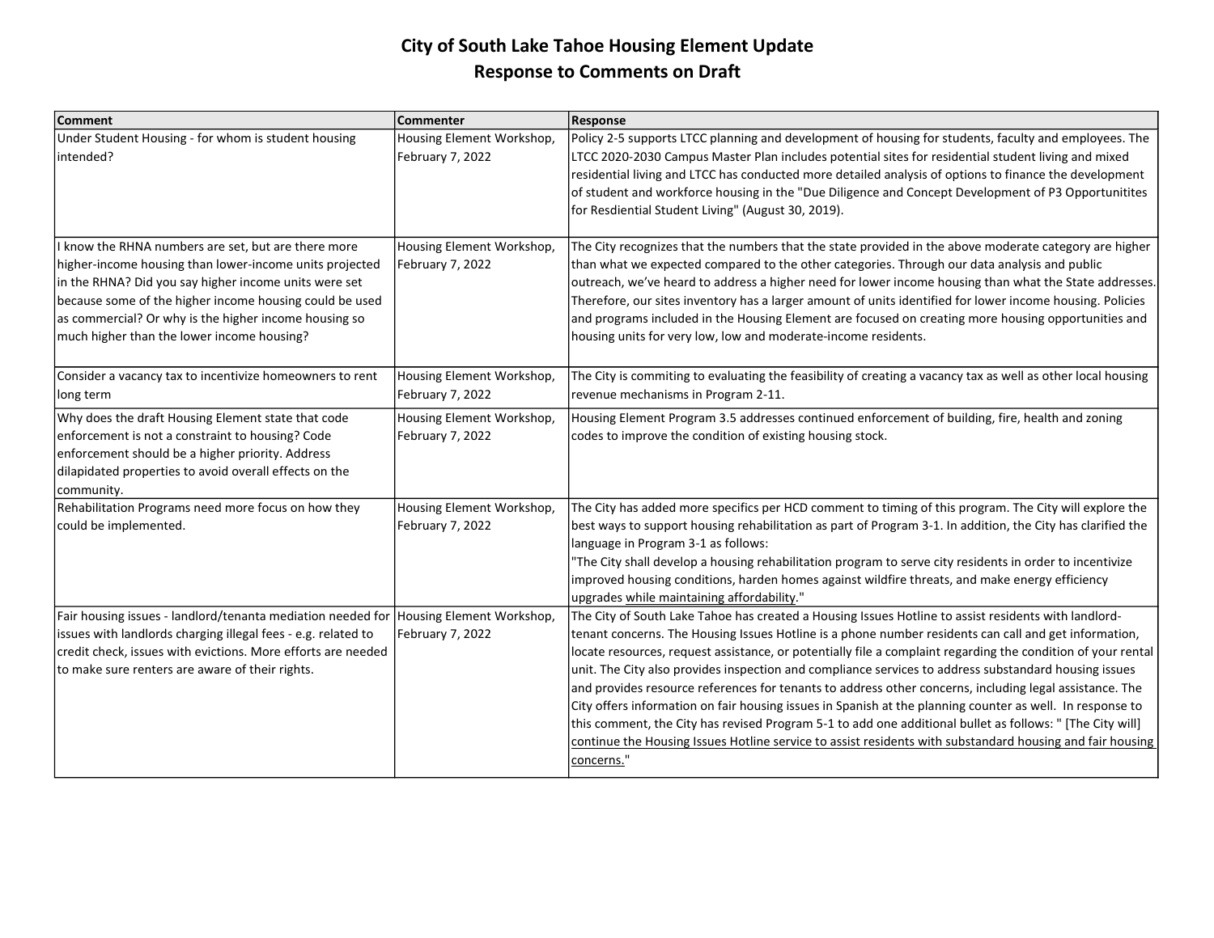# City of South Lake Tahoe Housing Element Update
## Response to Comments on Draft

| Comment | Commenter | Response |
|---|---|---|
| Under Student Housing - for whom is student housing intended? | Housing Element Workshop, February 7, 2022 | Policy 2-5 supports LTCC planning and development of housing for students, faculty and employees. The LTCC 2020-2030 Campus Master Plan includes potential sites for residential student living and mixed residential living and LTCC has conducted more detailed analysis of options to finance the development of student and workforce housing in the "Due Diligence and Concept Development of P3 Opportunitites for Resdiential Student Living" (August 30, 2019). |
| I know the RHNA numbers are set, but are there more higher-income housing than lower-income units projected in the RHNA? Did you say higher income units were set because some of the higher income housing could be used as commercial? Or why is the higher income housing so much higher than the lower income housing? | Housing Element Workshop, February 7, 2022 | The City recognizes that the numbers that the state provided in the above moderate category are higher than what we expected compared to the other categories. Through our data analysis and public outreach, we've heard to address a higher need for lower income housing than what the State addresses. Therefore, our sites inventory has a larger amount of units identified for lower income housing. Policies and programs included in the Housing Element are focused on creating more housing opportunities and housing units for very low, low and moderate-income residents. |
| Consider a vacancy tax to incentivize homeowners to rent long term | Housing Element Workshop, February 7, 2022 | The City is commiting to evaluating the feasibility of creating a vacancy tax as well as other local housing revenue mechanisms in Program 2-11. |
| Why does the draft Housing Element state that code enforcement is not a constraint to housing? Code enforcement should be a higher priority. Address dilapidated properties to avoid overall effects on the community. | Housing Element Workshop, February 7, 2022 | Housing Element Program 3.5 addresses continued enforcement of building, fire, health and zoning codes to improve the condition of existing housing stock. |
| Rehabilitation Programs need more focus on how they could be implemented. | Housing Element Workshop, February 7, 2022 | The City has added more specifics per HCD comment to timing of this program. The City will explore the best ways to support housing rehabilitation as part of Program 3-1. In addition, the City has clarified the language in Program 3-1 as follows: "The City shall develop a housing rehabilitation program to serve city residents in order to incentivize improved housing conditions, harden homes against wildfire threats, and make energy efficiency upgrades <u>while maintaining affordability</u>." |
| Fair housing issues - landlord/tenanta mediation needed for issues with landlords charging illegal fees - e.g. related to credit check, issues with evictions. More efforts are needed to make sure renters are aware of their rights. | Housing Element Workshop, February 7, 2022 | The City of South Lake Tahoe has created a Housing Issues Hotline to assist residents with landlord-tenant concerns. The Housing Issues Hotline is a phone number residents can call and get information, locate resources, request assistance, or potentially file a complaint regarding the condition of your rental unit. The City also provides inspection and compliance services to address substandard housing issues and provides resource references for tenants to address other concerns, including legal assistance. The City offers information on fair housing issues in Spanish at the planning counter as well. In response to this comment, the City has revised Program 5-1 to add one additional bullet as follows: " [The City will] <u>continue the Housing Issues Hotline service to assist residents with substandard housing and fair housing concerns.</u>" |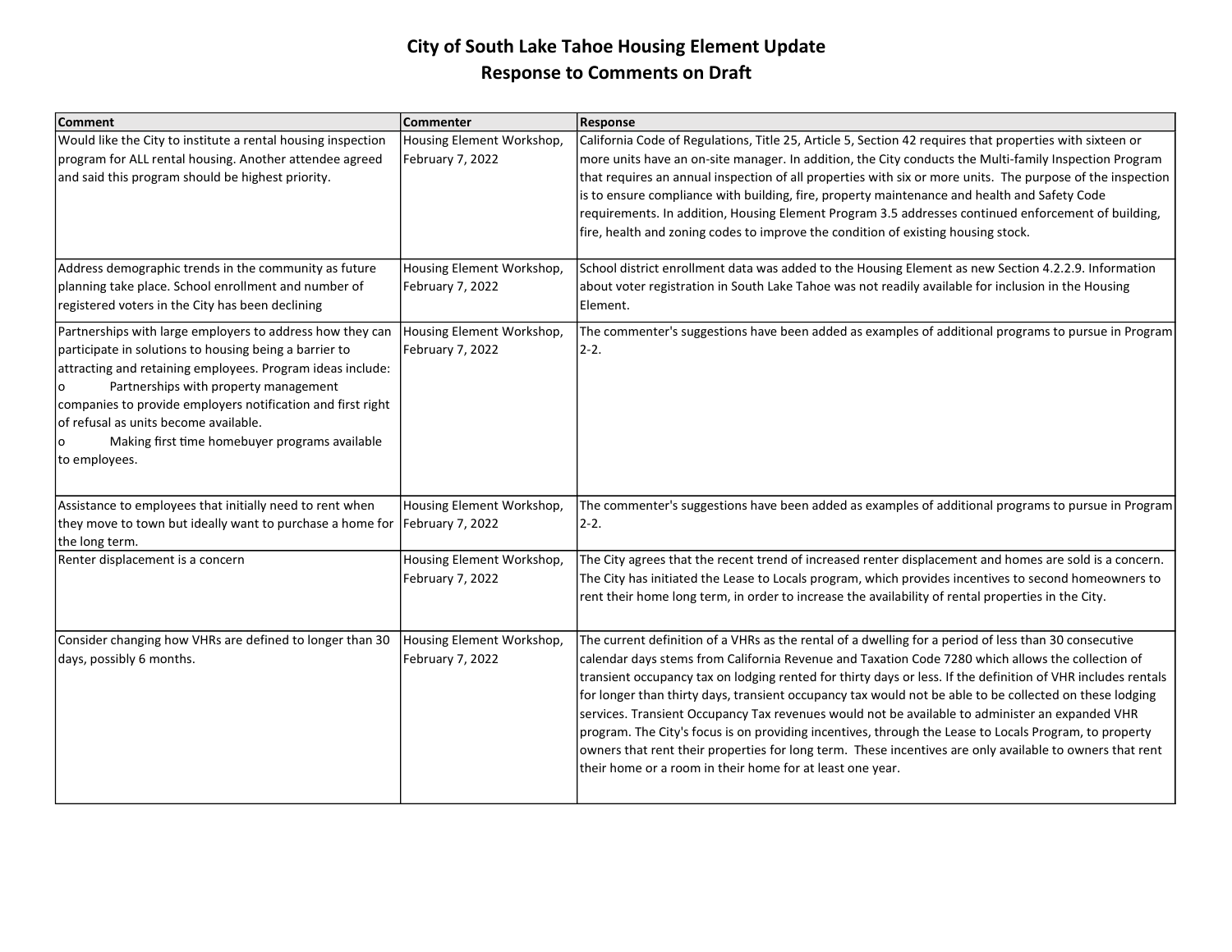# City of South Lake Tahoe Housing Element Update
## Response to Comments on Draft

| Comment | Commenter | Response |
|---|---|---|
| Would like the City to institute a rental housing inspection program for ALL rental housing. Another attendee agreed and said this program should be highest priority. | Housing Element Workshop, February 7, 2022 | California Code of Regulations, Title 25, Article 5, Section 42 requires that properties with sixteen or more units have an on-site manager. In addition, the City conducts the Multi-family Inspection Program that requires an annual inspection of all properties with six or more units. The purpose of the inspection is to ensure compliance with building, fire, property maintenance and health and Safety Code requirements. In addition, Housing Element Program 3.5 addresses continued enforcement of building, fire, health and zoning codes to improve the condition of existing housing stock. |
| Address demographic trends in the community as future planning take place. School enrollment and number of registered voters in the City has been declining | Housing Element Workshop, February 7, 2022 | School district enrollment data was added to the Housing Element as new Section 4.2.2.9. Information about voter registration in South Lake Tahoe was not readily available for inclusion in the Housing Element. |
| Partnerships with large employers to address how they can participate in solutions to housing being a barrier to attracting and retaining employees. Program ideas include:<br>o Partnerships with property management companies to provide employers notification and first right of refusal as units become available.<br>o Making first time homebuyer programs available to employees. | Housing Element Workshop, February 7, 2022 | The commenter's suggestions have been added as examples of additional programs to pursue in Program 2-2. |
| Assistance to employees that initially need to rent when they move to town but ideally want to purchase a home for the long term. | Housing Element Workshop, February 7, 2022 | The commenter's suggestions have been added as examples of additional programs to pursue in Program 2-2. |
| Renter displacement is a concern | Housing Element Workshop, February 7, 2022 | The City agrees that the recent trend of increased renter displacement and homes are sold is a concern. The City has initiated the Lease to Locals program, which provides incentives to second homeowners to rent their home long term, in order to increase the availability of rental properties in the City. |
| Consider changing how VHRs are defined to longer than 30 days, possibly 6 months. | Housing Element Workshop, February 7, 2022 | The current definition of a VHRs as the rental of a dwelling for a period of less than 30 consecutive calendar days stems from California Revenue and Taxation Code 7280 which allows the collection of transient occupancy tax on lodging rented for thirty days or less. If the definition of VHR includes rentals for longer than thirty days, transient occupancy tax would not be able to be collected on these lodging services. Transient Occupancy Tax revenues would not be available to administer an expanded VHR program. The City's focus is on providing incentives, through the Lease to Locals Program, to property owners that rent their properties for long term. These incentives are only available to owners that rent their home or a room in their home for at least one year. |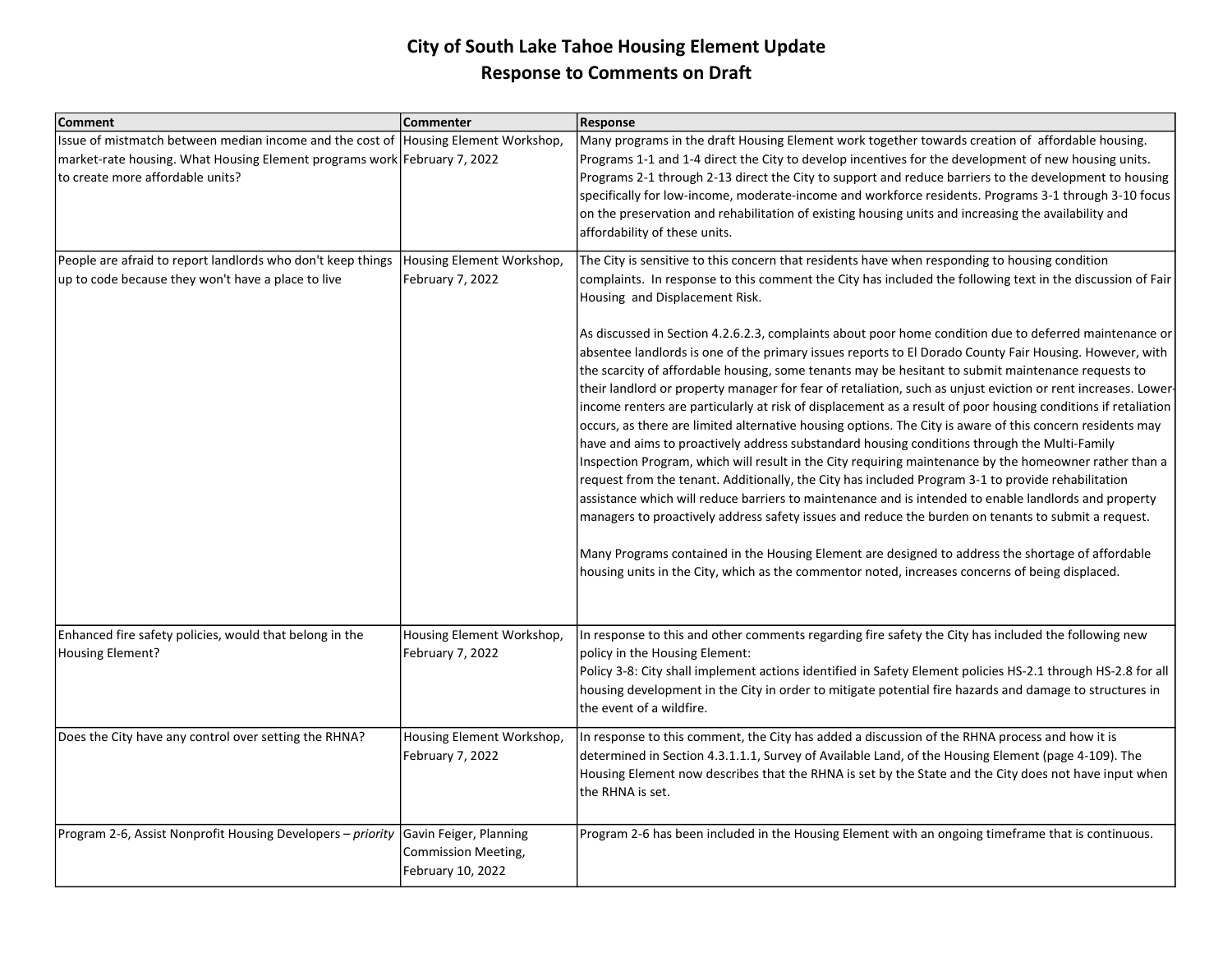# City of South Lake Tahoe Housing Element Update
## Response to Comments on Draft

| Comment | Commenter | Response |
|---|---|---|
| Issue of mistmatch between median income and the cost of market-rate housing. What Housing Element programs work to create more affordable units? | Housing Element Workshop, February 7, 2022 | Many programs in the draft Housing Element work together towards creation of affordable housing. Programs 1-1 and 1-4 direct the City to develop incentives for the development of new housing units. Programs 2-1 through 2-13 direct the City to support and reduce barriers to the development to housing specifically for low-income, moderate-income and workforce residents. Programs 3-1 through 3-10 focus on the preservation and rehabilitation of existing housing units and increasing the availability and affordability of these units. |
| People are afraid to report landlords who don't keep things up to code because they won't have a place to live | Housing Element Workshop, February 7, 2022 | The City is sensitive to this concern that residents have when responding to housing condition complaints. In response to this comment the City has included the following text in the discussion of Fair Housing and Displacement Risk.<br><br>As discussed in Section 4.2.6.2.3, complaints about poor home condition due to deferred maintenance or absentee landlords is one of the primary issues reports to El Dorado County Fair Housing. However, with the scarcity of affordable housing, some tenants may be hesitant to submit maintenance requests to their landlord or property manager for fear of retaliation, such as unjust eviction or rent increases. Lower-income renters are particularly at risk of displacement as a result of poor housing conditions if retaliation occurs, as there are limited alternative housing options. The City is aware of this concern residents may have and aims to proactively address substandard housing conditions through the Multi-Family Inspection Program, which will result in the City requiring maintenance by the homeowner rather than a request from the tenant. Additionally, the City has included Program 3-1 to provide rehabilitation assistance which will reduce barriers to maintenance and is intended to enable landlords and property managers to proactively address safety issues and reduce the burden on tenants to submit a request.<br><br>Many Programs contained in the Housing Element are designed to address the shortage of affordable housing units in the City, which as the commentor noted, increases concerns of being displaced. |
| Enhanced fire safety policies, would that belong in the Housing Element? | Housing Element Workshop, February 7, 2022 | In response to this and other comments regarding fire safety the City has included the following new policy in the Housing Element:<br>Policy 3-8: City shall implement actions identified in Safety Element policies HS-2.1 through HS-2.8 for all housing development in the City in order to mitigate potential fire hazards and damage to structures in the event of a wildfire. |
| Does the City have any control over setting the RHNA? | Housing Element Workshop, February 7, 2022 | In response to this comment, the City has added a discussion of the RHNA process and how it is determined in Section 4.3.1.1.1, Survey of Available Land, of the Housing Element (page 4-109). The Housing Element now describes that the RHNA is set by the State and the City does not have input when the RHNA is set. |
| Program 2-6, Assist Nonprofit Housing Developers – *priority* | Gavin Feiger, Planning Commission Meeting, February 10, 2022 | Program 2-6 has been included in the Housing Element with an ongoing timeframe that is continuous. |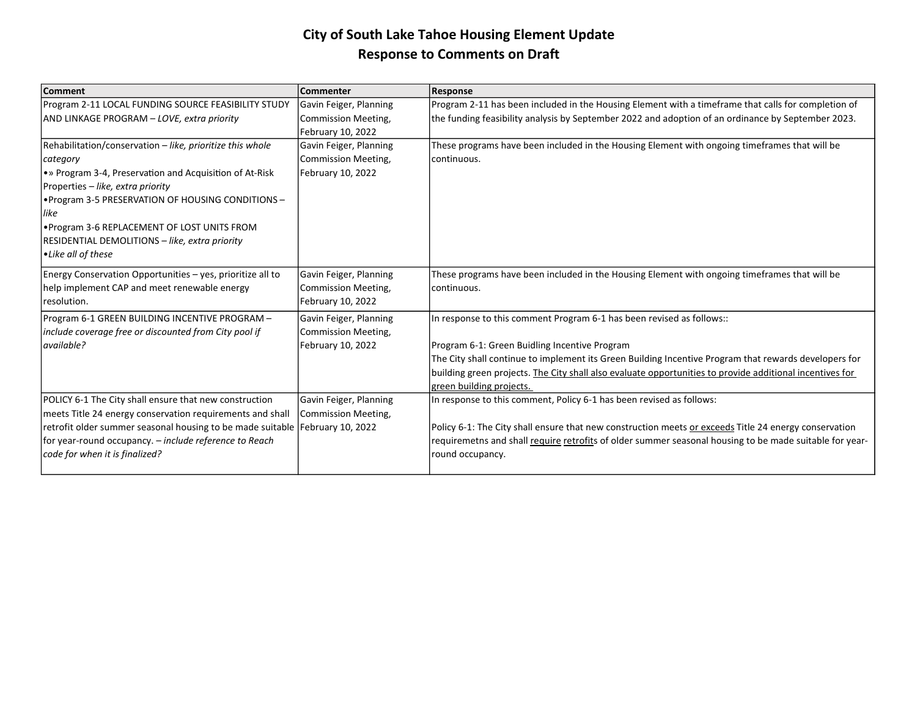# City of South Lake Tahoe Housing Element Update
## Response to Comments on Draft

| Comment | Commenter | Response |
|---|---|---|
| Program 2-11 LOCAL FUNDING SOURCE FEASIBILITY STUDY AND LINKAGE PROGRAM – *LOVE, extra priority* | Gavin Feiger, Planning Commission Meeting, February 10, 2022 | Program 2-11 has been included in the Housing Element with a timeframe that calls for completion of the funding feasibility analysis by September 2022 and adoption of an ordinance by September 2023. |
| Rehabilitation/conservation – *like, prioritize this whole category*<br>•» Program 3-4, Preservation and Acquisition of At-Risk Properties – *like, extra priority*<br>•Program 3-5 PRESERVATION OF HOUSING CONDITIONS – *like*<br>•Program 3-6 REPLACEMENT OF LOST UNITS FROM RESIDENTIAL DEMOLITIONS – *like, extra priority*<br>•*Like all of these* | Gavin Feiger, Planning Commission Meeting, February 10, 2022 | These programs have been included in the Housing Element with ongoing timeframes that will be continuous. |
| Energy Conservation Opportunities – yes, prioritize all to help implement CAP and meet renewable energy resolution. | Gavin Feiger, Planning Commission Meeting, February 10, 2022 | These programs have been included in the Housing Element with ongoing timeframes that will be continuous. |
| Program 6-1 GREEN BUILDING INCENTIVE PROGRAM – *include coverage free or discounted from City pool if available?* | Gavin Feiger, Planning Commission Meeting, February 10, 2022 | In response to this comment Program 6-1 has been revised as follows::<br><br>Program 6-1: Green Buidling Incentive Program<br>The City shall continue to implement its Green Building Incentive Program that rewards developers for building green projects. <u>The City shall also evaluate opportunities to provide additional incentives for green building projects.</u> |
| POLICY 6-1 The City shall ensure that new construction meets Title 24 energy conservation requirements and shall retrofit older summer seasonal housing to be made suitable for year-round occupancy. – *include reference to Reach code for when it is finalized?* | Gavin Feiger, Planning Commission Meeting, February 10, 2022 | In response to this comment, Policy 6-1 has been revised as follows:<br><br>Policy 6-1: The City shall ensure that new construction meets <u>or exceeds</u> Title 24 energy conservation requiremetns and shall <u>require</u> <u>retrofit</u>s of older summer seasonal housing to be made suitable for year-round occupancy. |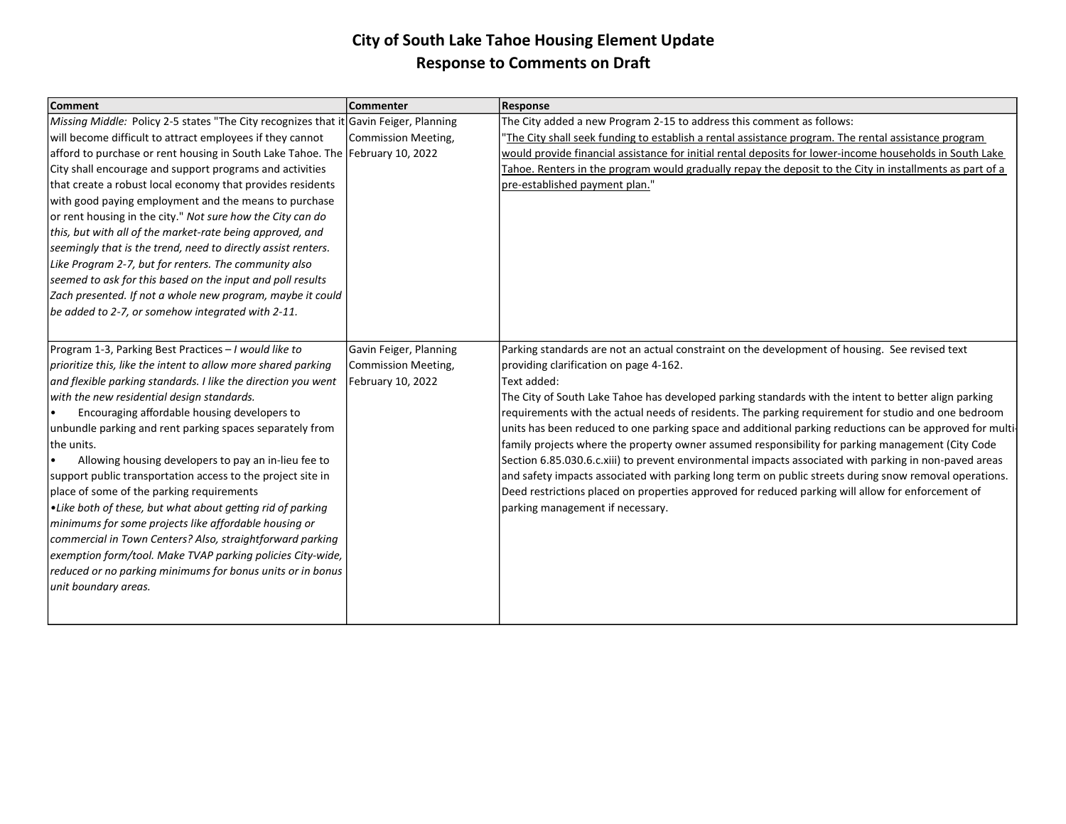# City of South Lake Tahoe Housing Element Update
## Response to Comments on Draft

| Comment | Commenter | Response |
|---|---|---|
| *Missing Middle:* Policy 2-5 states "The City recognizes that it will become difficult to attract employees if they cannot afford to purchase or rent housing in South Lake Tahoe. The City shall encourage and support programs and activities that create a robust local economy that provides residents with good paying employment and the means to purchase or rent housing in the city." *Not sure how the City can do this, but with all of the market-rate being approved, and seemingly that is the trend, need to directly assist renters. Like Program 2-7, but for renters. The community also seemed to ask for this based on the input and poll results Zach presented. If not a whole new program, maybe it could be added to 2-7, or somehow integrated with 2-11.* | Gavin Feiger, Planning Commission Meeting, February 10, 2022 | The City added a new Program 2-15 to address this comment as follows:<br>"<u>The City shall seek funding to establish a rental assistance program. The rental assistance program would provide financial assistance for initial rental deposits for lower-income households in South Lake Tahoe. Renters in the program would gradually repay the deposit to the City in installments as part of a pre-established payment plan.</u>" |
| Program 1-3, Parking Best Practices – *I would like to prioritize this, like the intent to allow more shared parking and flexible parking standards. I like the direction you went with the new residential design standards.*<br>• Encouraging affordable housing developers to unbundle parking and rent parking spaces separately from the units.<br>• Allowing housing developers to pay an in-lieu fee to support public transportation access to the project site in place of some of the parking requirements<br>*•Like both of these, but what about getting rid of parking minimums for some projects like affordable housing or commercial in Town Centers? Also, straightforward parking exemption form/tool. Make TVAP parking policies City-wide, reduced or no parking minimums for bonus units or in bonus unit boundary areas.* | Gavin Feiger, Planning Commission Meeting, February 10, 2022 | Parking standards are not an actual constraint on the development of housing. See revised text providing clarification on page 4-162.<br>Text added:<br>The City of South Lake Tahoe has developed parking standards with the intent to better align parking requirements with the actual needs of residents. The parking requirement for studio and one bedroom units has been reduced to one parking space and additional parking reductions can be approved for multi-family projects where the property owner assumed responsibility for parking management (City Code Section 6.85.030.6.c.xiii) to prevent environmental impacts associated with parking in non-paved areas and safety impacts associated with parking long term on public streets during snow removal operations. Deed restrictions placed on properties approved for reduced parking will allow for enforcement of parking management if necessary. |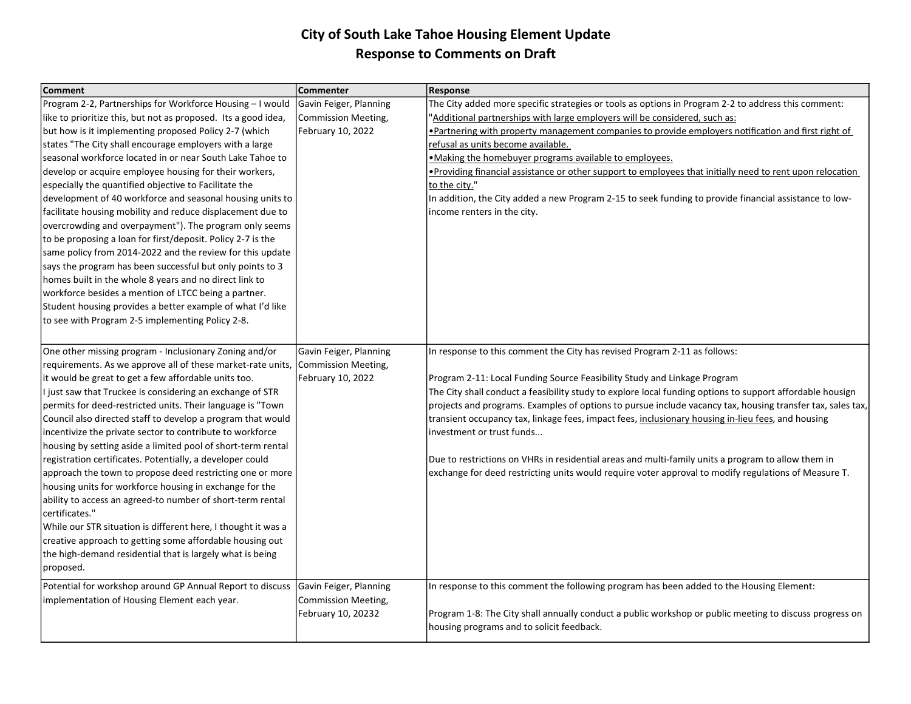# City of South Lake Tahoe Housing Element Update
## Response to Comments on Draft

| Comment | Commenter | Response |
|---|---|---|
| Program 2-2, Partnerships for Workforce Housing – I would like to prioritize this, but not as proposed. Its a good idea, but how is it implementing proposed Policy 2-7 (which states "The City shall encourage employers with a large seasonal workforce located in or near South Lake Tahoe to develop or acquire employee housing for their workers, especially the quantified objective to Facilitate the development of 40 workforce and seasonal housing units to facilitate housing mobility and reduce displacement due to overcrowding and overpayment"). The program only seems to be proposing a loan for first/deposit. Policy 2-7 is the same policy from 2014-2022 and the review for this update says the program has been successful but only points to 3 homes built in the whole 8 years and no direct link to workforce besides a mention of LTCC being a partner. Student housing provides a better example of what I'd like to see with Program 2-5 implementing Policy 2-8. | Gavin Feiger, Planning Commission Meeting, February 10, 2022 | The City added more specific strategies or tools as options in Program 2-2 to address this comment: "Additional partnerships with large employers will be considered, such as:<br>•Partnering with property management companies to provide employers notification and first right of refusal as units become available.<br>•Making the homebuyer programs available to employees.<br>•Providing financial assistance or other support to employees that initially need to rent upon relocation to the city."<br>In addition, the City added a new Program 2-15 to seek funding to provide financial assistance to low-income renters in the city. |
| One other missing program - Inclusionary Zoning and/or requirements. As we approve all of these market-rate units, it would be great to get a few affordable units too.<br>I just saw that Truckee is considering an exchange of STR permits for deed-restricted units. Their language is "Town Council also directed staff to develop a program that would incentivize the private sector to contribute to workforce housing by setting aside a limited pool of short-term rental registration certificates. Potentially, a developer could approach the town to propose deed restricting one or more housing units for workforce housing in exchange for the ability to access an agreed-to number of short-term rental certificates."<br>While our STR situation is different here, I thought it was a creative approach to getting some affordable housing out the high-demand residential that is largely what is being proposed. | Gavin Feiger, Planning Commission Meeting, February 10, 2022 | In response to this comment the City has revised Program 2-11 as follows:<br><br>Program 2-11: Local Funding Source Feasibility Study and Linkage Program<br>The City shall conduct a feasibility study to explore local funding options to support affordable housign projects and programs. Examples of options to pursue include vacancy tax, housing transfer tax, sales tax, transient occupancy tax, linkage fees, impact fees, inclusionary housing in-lieu fees, and housing investment or trust funds...<br><br>Due to restrictions on VHRs in residential areas and multi-family units a program to allow them in exchange for deed restricting units would require voter approval to modify regulations of Measure T. |
| Potential for workshop around GP Annual Report to discuss implementation of Housing Element each year. | Gavin Feiger, Planning Commission Meeting, February 10, 20232 | In response to this comment the following program has been added to the Housing Element:<br><br>Program 1-8: The City shall annually conduct a public workshop or public meeting to discuss progress on housing programs and to solicit feedback. |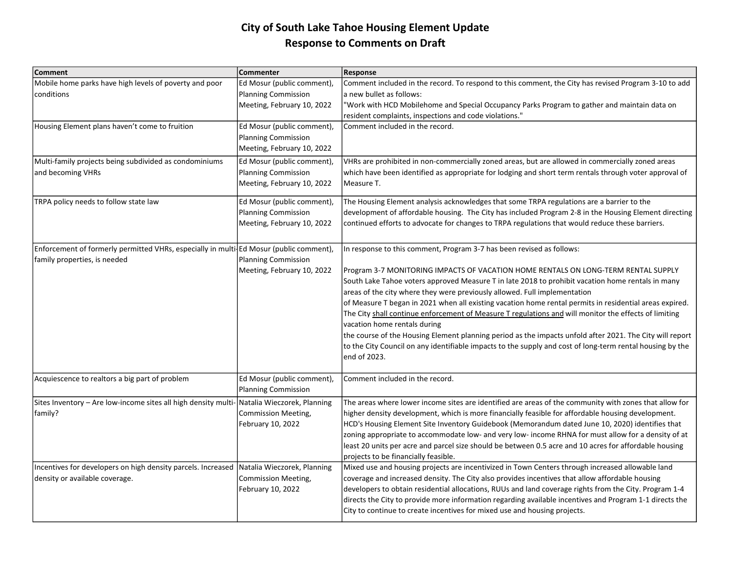# City of South Lake Tahoe Housing Element Update
## Response to Comments on Draft

| Comment | Commenter | Response |
|---|---|---|
| Mobile home parks have high levels of poverty and poor conditions | Ed Mosur (public comment), Planning Commission Meeting, February 10, 2022 | Comment included in the record. To respond to this comment, the City has revised Program 3-10 to add a new bullet as follows: "Work with HCD Mobilehome and Special Occupancy Parks Program to gather and maintain data on resident complaints, inspections and code violations." |
| Housing Element plans haven't come to fruition | Ed Mosur (public comment), Planning Commission Meeting, February 10, 2022 | Comment included in the record. |
| Multi-family projects being subdivided as condominiums and becoming VHRs | Ed Mosur (public comment), Planning Commission Meeting, February 10, 2022 | VHRs are prohibited in non-commercially zoned areas, but are allowed in commercially zoned areas which have been identified as appropriate for lodging and short term rentals through voter approval of Measure T. |
| TRPA policy needs to follow state law | Ed Mosur (public comment), Planning Commission Meeting, February 10, 2022 | The Housing Element analysis acknowledges that some TRPA regulations are a barrier to the development of affordable housing. The City has included Program 2-8 in the Housing Element directing continued efforts to advocate for changes to TRPA regulations that would reduce these barriers. |
| Enforcement of formerly permitted VHRs, especially in multi-family properties, is needed | Ed Mosur (public comment), Planning Commission Meeting, February 10, 2022 | In response to this comment, Program 3-7 has been revised as follows:<br><br>Program 3-7 MONITORING IMPACTS OF VACATION HOME RENTALS ON LONG-TERM RENTAL SUPPLY South Lake Tahoe voters approved Measure T in late 2018 to prohibit vacation home rentals in many areas of the city where they were previously allowed. Full implementation of Measure T began in 2021 when all existing vacation home rental permits in residential areas expired. The City <u>shall continue enforcement of Measure T regulations and</u> will monitor the effects of limiting vacation home rentals during the course of the Housing Element planning period as the impacts unfold after 2021. The City will report to the City Council on any identifiable impacts to the supply and cost of long-term rental housing by the end of 2023. |
| Acquiescence to realtors a big part of problem | Ed Mosur (public comment), Planning Commission | Comment included in the record. |
| Sites Inventory – Are low-income sites all high density multi-family? | Natalia Wieczorek, Planning Commission Meeting, February 10, 2022 | The areas where lower income sites are identified are areas of the community with zones that allow for higher density development, which is more financially feasible for affordable housing development. HCD's Housing Element Site Inventory Guidebook (Memorandum dated June 10, 2020) identifies that zoning appropriate to accommodate low- and very low- income RHNA for must allow for a density of at least 20 units per acre and parcel size should be between 0.5 acre and 10 acres for affordable housing projects to be financially feasible. |
| Incentives for developers on high density parcels. Increased density or available coverage. | Natalia Wieczorek, Planning Commission Meeting, February 10, 2022 | Mixed use and housing projects are incentivized in Town Centers through increased allowable land coverage and increased density. The City also provides incentives that allow affordable housing developers to obtain residential allocations, RUUs and land coverage rights from the City. Program 1-4 directs the City to provide more information regarding available incentives and Program 1-1 directs the City to continue to create incentives for mixed use and housing projects. |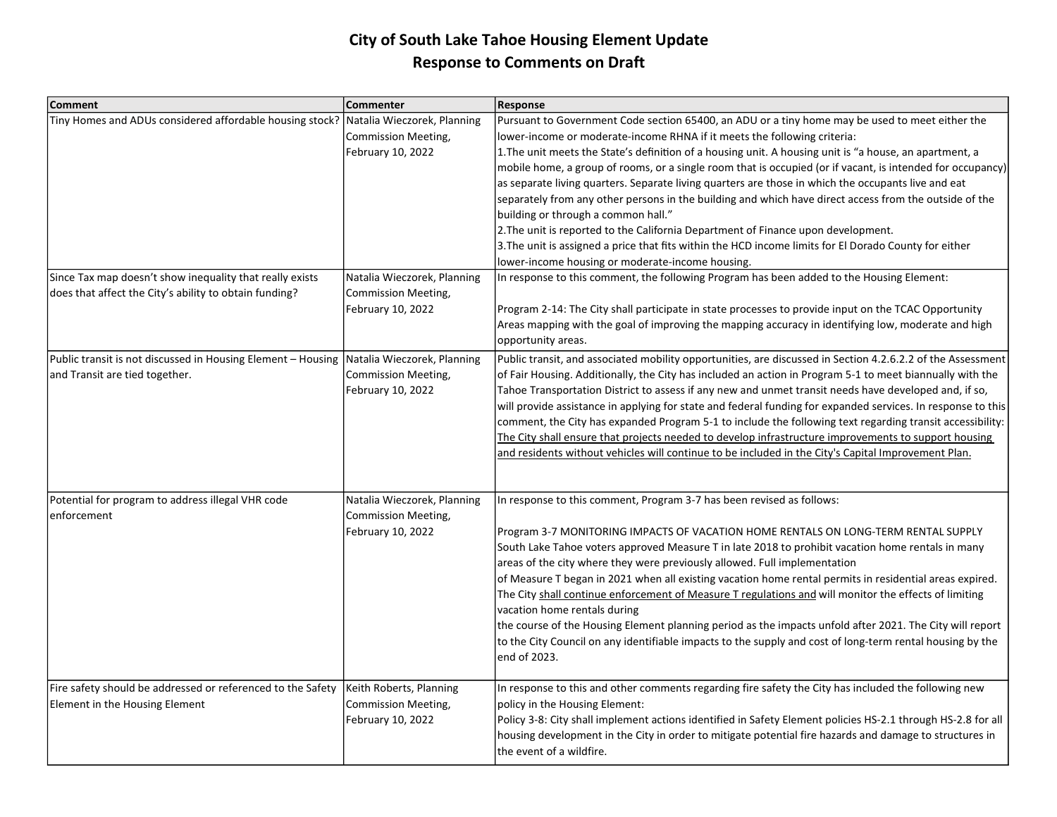# City of South Lake Tahoe Housing Element Update
## Response to Comments on Draft

| Comment | Commenter | Response |
|---|---|---|
| Tiny Homes and ADUs considered affordable housing stock? | Natalia Wieczorek, Planning Commission Meeting, February 10, 2022 | Pursuant to Government Code section 65400, an ADU or a tiny home may be used to meet either the lower-income or moderate-income RHNA if it meets the following criteria:<br>1.The unit meets the State's definition of a housing unit. A housing unit is "a house, an apartment, a mobile home, a group of rooms, or a single room that is occupied (or if vacant, is intended for occupancy) as separate living quarters. Separate living quarters are those in which the occupants live and eat separately from any other persons in the building and which have direct access from the outside of the building or through a common hall."<br>2.The unit is reported to the California Department of Finance upon development.<br>3.The unit is assigned a price that fits within the HCD income limits for El Dorado County for either lower-income housing or moderate-income housing. |
| Since Tax map doesn't show inequality that really exists does that affect the City's ability to obtain funding? | Natalia Wieczorek, Planning Commission Meeting, February 10, 2022 | In response to this comment, the following Program has been added to the Housing Element:<br><br>Program 2-14: The City shall participate in state processes to provide input on the TCAC Opportunity Areas mapping with the goal of improving the mapping accuracy in identifying low, moderate and high opportunity areas. |
| Public transit is not discussed in Housing Element – Housing and Transit are tied together. | Natalia Wieczorek, Planning Commission Meeting, February 10, 2022 | Public transit, and associated mobility opportunities, are discussed in Section 4.2.6.2.2 of the Assessment of Fair Housing. Additionally, the City has included an action in Program 5-1 to meet biannually with the Tahoe Transportation District to assess if any new and unmet transit needs have developed and, if so, will provide assistance in applying for state and federal funding for expanded services. In response to this comment, the City has expanded Program 5-1 to include the following text regarding transit accessibility: <u>The City shall ensure that projects needed to develop infrastructure improvements to support housing and residents without vehicles will continue to be included in the City's Capital Improvement Plan.</u> |
| Potential for program to address illegal VHR code enforcement | Natalia Wieczorek, Planning Commission Meeting, February 10, 2022 | In response to this comment, Program 3-7 has been revised as follows:<br><br>Program 3-7 MONITORING IMPACTS OF VACATION HOME RENTALS ON LONG-TERM RENTAL SUPPLY<br>South Lake Tahoe voters approved Measure T in late 2018 to prohibit vacation home rentals in many areas of the city where they were previously allowed. Full implementation of Measure T began in 2021 when all existing vacation home rental permits in residential areas expired. The City <u>shall continue enforcement of Measure T regulations and</u> will monitor the effects of limiting vacation home rentals during the course of the Housing Element planning period as the impacts unfold after 2021. The City will report to the City Council on any identifiable impacts to the supply and cost of long-term rental housing by the end of 2023. |
| Fire safety should be addressed or referenced to the Safety Element in the Housing Element | Keith Roberts, Planning Commission Meeting, February 10, 2022 | In response to this and other comments regarding fire safety the City has included the following new policy in the Housing Element:<br>Policy 3-8: City shall implement actions identified in Safety Element policies HS-2.1 through HS-2.8 for all housing development in the City in order to mitigate potential fire hazards and damage to structures in the event of a wildfire. |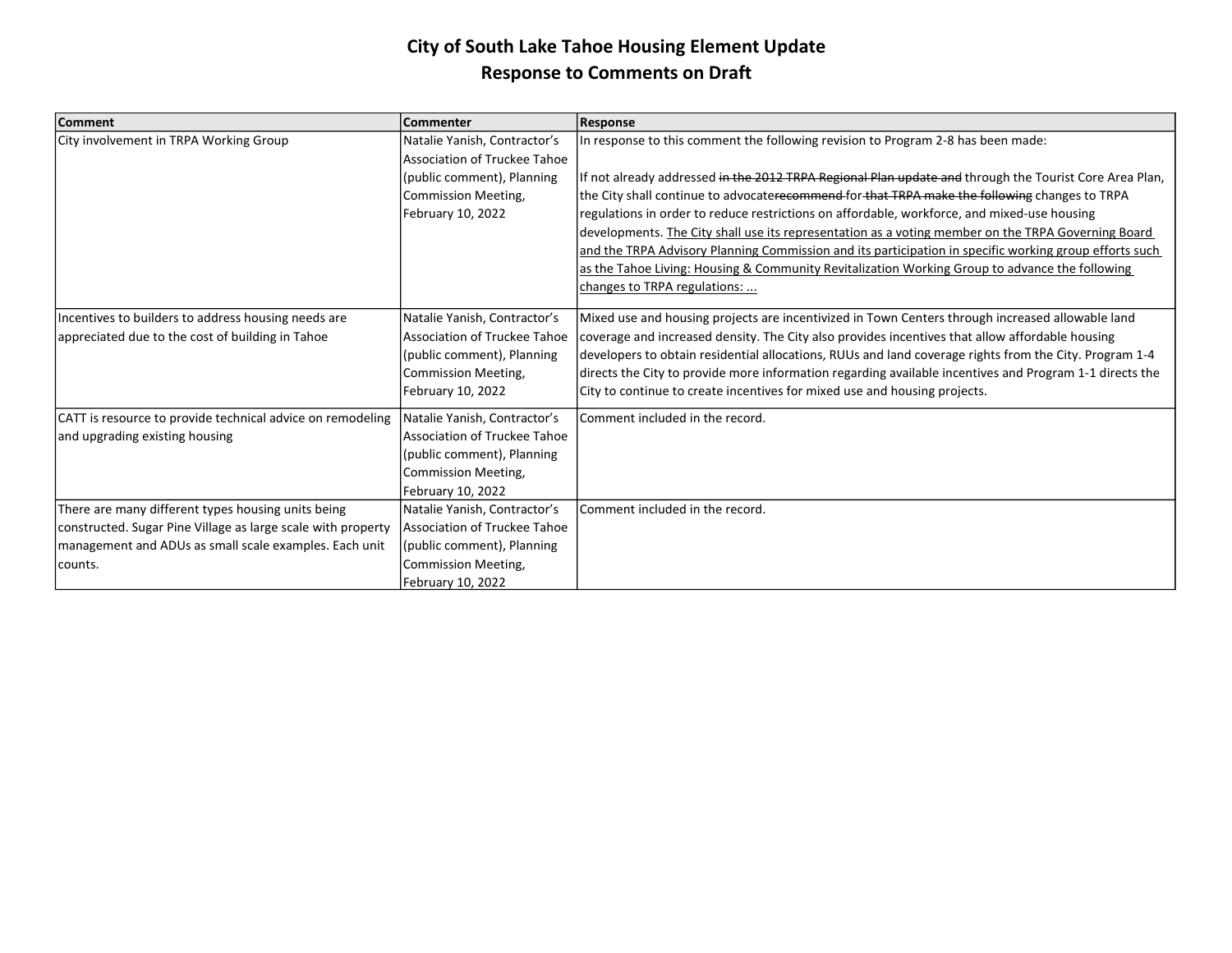# City of South Lake Tahoe Housing Element Update
## Response to Comments on Draft

| Comment | Commenter | Response |
| --- | --- | --- |
| City involvement in TRPA Working Group | Natalie Yanish, Contractor's Association of Truckee Tahoe (public comment), Planning Commission Meeting, February 10, 2022 | In response to this comment the following revision to Program 2-8 has been made:<br><br>If not already addressed ~~in the 2012 TRPA Regional Plan update and~~ through the Tourist Core Area Plan, the City shall continue to advocate~~recommend~~ for ~~that TRPA make the following~~ changes to TRPA regulations in order to reduce restrictions on affordable, workforce, and mixed-use housing developments. <u>The City shall use its representation as a voting member on the TRPA Governing Board and the TRPA Advisory Planning Commission and its participation in specific working group efforts such as the Tahoe Living: Housing & Community Revitalization Working Group to advance the following changes to TRPA regulations: ...</u> |
| Incentives to builders to address housing needs are appreciated due to the cost of building in Tahoe | Natalie Yanish, Contractor's Association of Truckee Tahoe (public comment), Planning Commission Meeting, February 10, 2022 | Mixed use and housing projects are incentivized in Town Centers through increased allowable land coverage and increased density. The City also provides incentives that allow affordable housing developers to obtain residential allocations, RUUs and land coverage rights from the City. Program 1-4 directs the City to provide more information regarding available incentives and Program 1-1 directs the City to continue to create incentives for mixed use and housing projects. |
| CATT is resource to provide technical advice on remodeling and upgrading existing housing | Natalie Yanish, Contractor's Association of Truckee Tahoe (public comment), Planning Commission Meeting, February 10, 2022 | Comment included in the record. |
| There are many different types housing units being constructed. Sugar Pine Village as large scale with property management and ADUs as small scale examples. Each unit counts. | Natalie Yanish, Contractor's Association of Truckee Tahoe (public comment), Planning Commission Meeting, February 10, 2022 | Comment included in the record. |